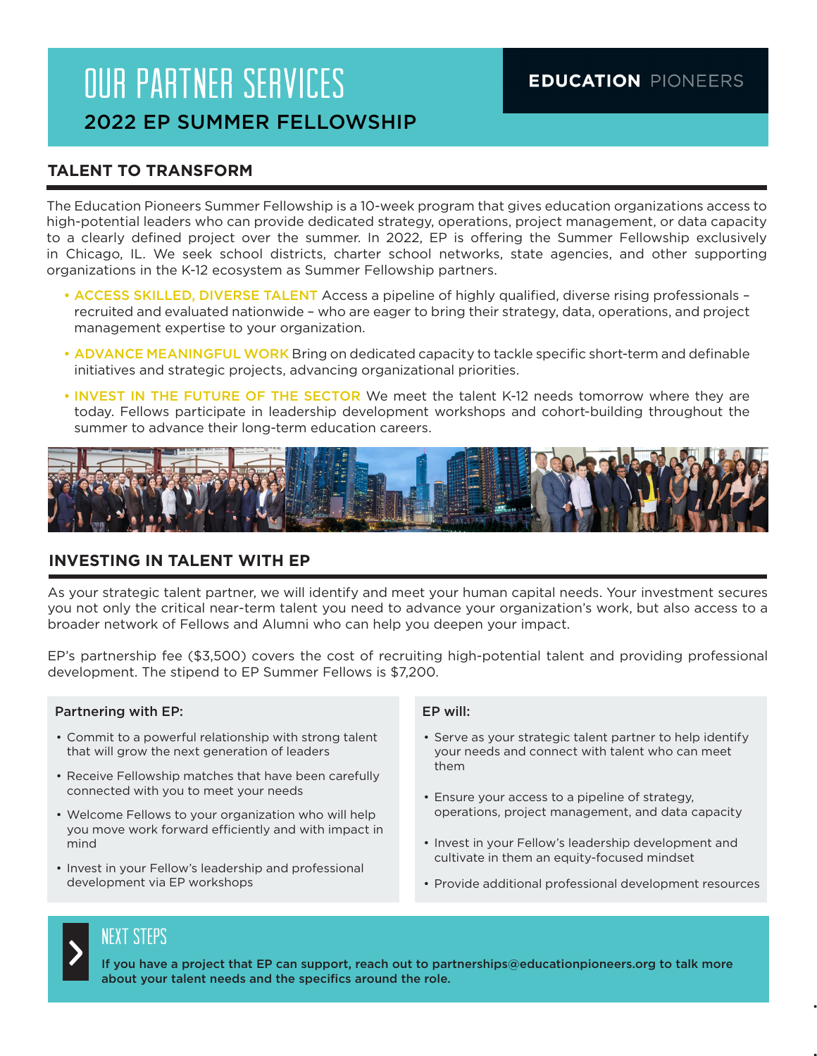# OUR PARTNER SERVICES

## 2022 EP SUMMER FELLOWSHIP

**EDUCATION PIONEERS**

## TALENT TO TRANSFORM

The Education Pioneers Summer Fellowship is a 10-week program that gives education organizations access to high-potential leaders who can provide dedicated strategy, operations, project management, or data capacity to a clearly defined project over the summer. In 2022, EP is offering the Summer Fellowship exclusively in Chicago, IL. We seek school districts, charter school networks, state agencies, and other supporting organizations in the K-12 ecosystem as Summer Fellowship partners.

- **ACCESS SKILLED, DIVERSE TALENT** Access a pipeline of highly qualified, diverse rising professionals – recruited and evaluated nationwide – who are eager to bring their strategy, data, operations, and project management expertise to your organization.
- **ADVANCE MEANINGFUL WORK** Bring on dedicated capacity to tackle specific short-term and definable initiatives and strategic projects, advancing organizational priorities.
- **INVEST IN THE FUTURE OF THE SECTOR** We meet the talent K-12 needs tomorrow where they are today. Fellows participate in leadership development workshops and cohort-building throughout the summer to advance their long-term education careers.

## INVESTING IN TALENT WITH EP

As your strategic talent partner, we will identify and meet your human capital needs. Your investment secures you not only the critical near-term talent you need to advance your organization's work, but also access to a broader network of Fellows and Alumni who can help you deepen your impact.

EP's partnership fee ($3,500) covers the cost of recruiting high-potential talent and providing professional development. The stipend to EP Summer Fellows is $7,200.

**Partnering with EP:**

- Commit to a powerful relationship with strong talent that will grow the next generation of leaders
- Receive Fellowship matches that have been carefully connected with you to meet your needs
- Welcome Fellows to your organization who will help you move work forward efficiently and with impact in mind
- Invest in your Fellow's leadership and professional development via EP workshops

**EP will:**

- Serve as your strategic talent partner to help identify your needs and connect with talent who can meet them
- Ensure your access to a pipeline of strategy, operations, project management, and data capacity
- Invest in your Fellow's leadership development and cultivate in them an equity-focused mindset
- Provide additional professional development resources

## NEXT STEPS

**If you have a project that EP can support, reach out to partnerships@educationpioneers.org to talk more about your talent needs and the specifics around the role.**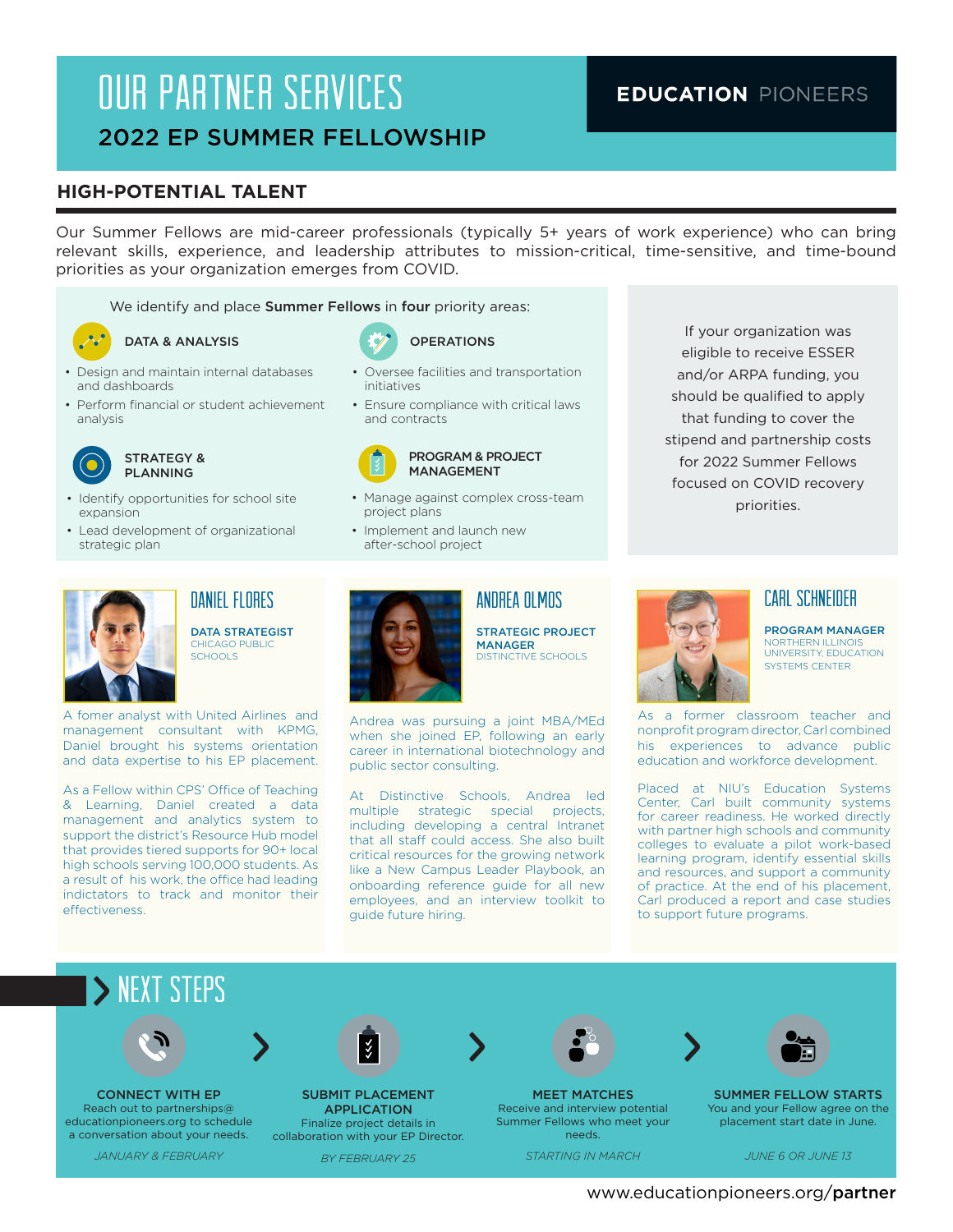# OUR PARTNER SERVICES

## 2022 EP SUMMER FELLOWSHIP

**EDUCATION** PIONEERS

### HIGH-POTENTIAL TALENT

Our Summer Fellows are mid-career professionals (typically 5+ years of work experience) who can bring relevant skills, experience, and leadership attributes to mission-critical, time-sensitive, and time-bound priorities as your organization emerges from COVID.

We identify and place **Summer Fellows** in **four** priority areas:

**DATA & ANALYSIS**

- Design and maintain internal databases and dashboards
- Perform financial or student achievement analysis

**OPERATIONS**

- Oversee facilities and transportation initiatives
- Ensure compliance with critical laws and contracts

**STRATEGY & PLANNING**

- Identify opportunities for school site expansion
- Lead development of organizational strategic plan

**PROGRAM & PROJECT MANAGEMENT**

- Manage against complex cross-team project plans
- Implement and launch new after-school project

If your organization was eligible to receive ESSER and/or ARPA funding, you should be qualified to apply for that funding to cover the stipend and partnership costs for 2022 Summer Fellows focused on COVID recovery priorities.

### DANIEL FLORES

**DATA STRATEGIST**
CHICAGO PUBLIC SCHOOLS

A fomer analyst with United Airlines and management consultant with KPMG, Daniel brought his systems orientation and data expertise to his EP placement.

As a Fellow within CPS' Office of Teaching & Learning, Daniel created a data management and analytics system to support the district's Resource Hub model that provides tiered supports for 90+ local high schools serving 100,000 students. As a result of his work, the district had leading indictators to track and monitor their effectiveness.

### ANDREA OLMOS

**STRATEGIC PROJECT MANAGER**
DISTINCTIVE SCHOOLS

Andrea was pursuing a joint MBA/MEd when she joined EP, following an early career in international biotechnology and public sector consulting.

At Distinctive Schools, Andrea led multiple strategic special projects, including developing a central Intranet that all staff could access. She also built critical resources for the growing network like a New Campus Leader Playbook, an onboarding reference guide for all new employees, and an interview toolkit to guide future hiring.

### CARL SCHNEIDER

**PROGRAM MANAGER**
NORTHERN ILLINOIS UNIVERSITY, EDUCATION SYSTEMS CENTER

As a former classroom teacher and nonprofit program director, Carl combined his experiences to advance public education and workforce development.

Placed at NIU's Education Systems Center, Carl built community systems for career readiness. He worked directly with partner high schools and community colleges to evaluate a pilot work-based learning program, identify essential skills and resources, and support a community of practice. At the end of his placement, Carl produced a report and case studies to support future programs.

## NEXT STEPS

**CONNECT WITH EP**
Reach out to partnerships@educationpioneers.org to schedule a conversation about your needs.
*JANUARY & FEBRUARY*

**SUBMIT PLACEMENT APPLICATION**
Finalize project details in collaboration with your EP Director.
*BY FEBRUARY 25*

**MEET MATCHES**
Receive and interview potential Summer Fellows who meet your needs.
*STARTING IN MARCH*

**SUMMER FELLOW STARTS**
You and your Fellow agree on the placement start date in June.
*JUNE 6 OR JUNE 13*

www.educationpioneers.org/**partner**